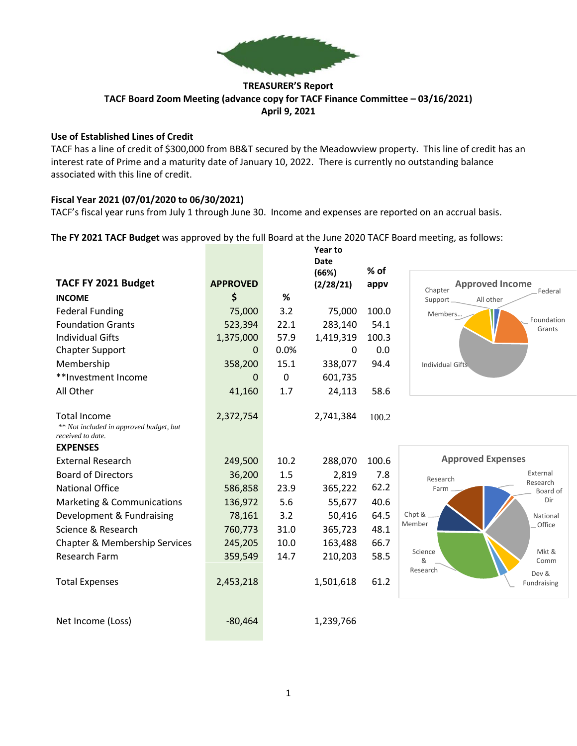**TREASURER'S Report**
**TACF Board Zoom Meeting (advance copy for TACF Finance Committee – 03/16/2021)**
**April 9, 2021**

### Use of Established Lines of Credit

TACF has a line of credit of $300,000 from BB&T secured by the Meadowview property. This line of credit has an interest rate of Prime and a maturity date of January 10, 2022. There is currently no outstanding balance associated with this line of credit.

### Fiscal Year 2021 (07/01/2020 to 06/30/2021)

TACF's fiscal year runs from July 1 through June 30. Income and expenses are reported on an accrual basis.

**The FY 2021 TACF Budget** was approved by the full Board at the June 2020 TACF Board meeting, as follows:

| TACF FY 2021 Budget | APPROVED | | Year to Date (66%) (2/28/21) | % of appv |
|---|---|---|---|---|
| **INCOME** | **$** | **%** | | |
| Federal Funding | 75,000 | 3.2 | 75,000 | 100.0 |
| Foundation Grants | 523,394 | 22.1 | 283,140 | 54.1 |
| Individual Gifts | 1,375,000 | 57.9 | 1,419,319 | 100.3 |
| Chapter Support | 0 | 0.0% | 0 | 0.0 |
| Membership | 358,200 | 15.1 | 338,077 | 94.4 |
| **Investment Income | 0 | 0 | 601,735 | |
| All Other | 41,160 | 1.7 | 24,113 | 58.6 |
| Total Income | 2,372,754 | | 2,741,384 | 100.2 |
| *\*\* Not included in approved budget, but received to date.* | | | | |
| **EXPENSES** | | | | |
| External Research | 249,500 | 10.2 | 288,070 | 100.6 |
| Board of Directors | 36,200 | 1.5 | 2,819 | 7.8 |
| National Office | 586,858 | 23.9 | 365,222 | 62.2 |
| Marketing & Communications | 136,972 | 5.6 | 55,677 | 40.6 |
| Development & Fundraising | 78,161 | 3.2 | 50,416 | 64.5 |
| Science & Research | 760,773 | 31.0 | 365,723 | 48.1 |
| Chapter & Membership Services | 245,205 | 10.0 | 163,488 | 66.7 |
| Research Farm | 359,549 | 14.7 | 210,203 | 58.5 |
| Total Expenses | 2,453,218 | | 1,501,618 | 61.2 |
| Net Income (Loss) | -80,464 | | 1,239,766 | |

**Approved Income** (chart): Chapter Support, All other, Federal, Members..., Foundation Grants, Individual Gifts

**Approved Expenses** (chart): External Research, Board of Dir, National Office, Mkt & Comm, Dev & Fundraising, Science & Research, Chpt & Member, Research Farm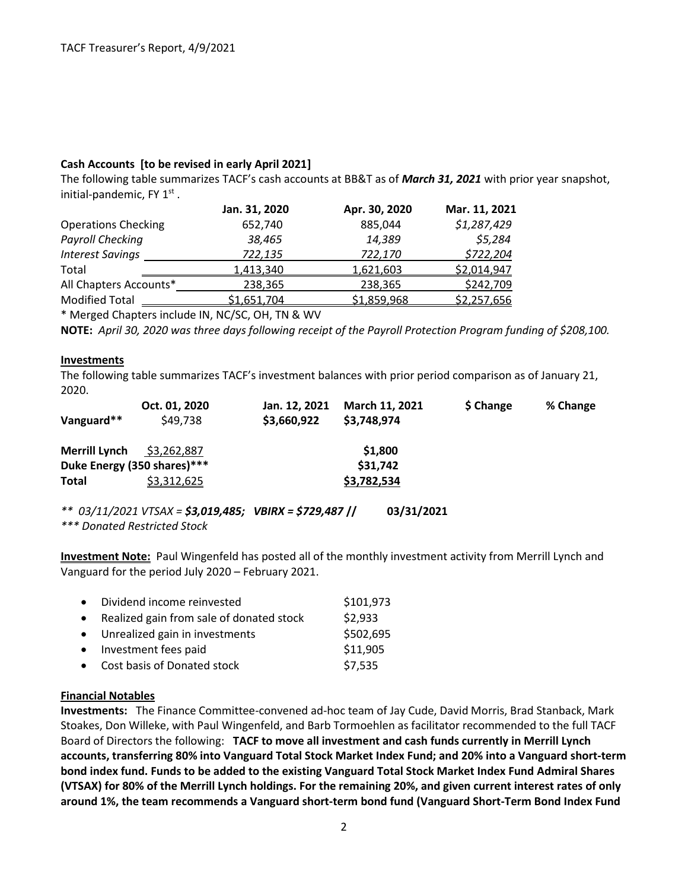**Cash Accounts [to be revised in early April 2021]**

The following table summarizes TACF's cash accounts at BB&T as of ***March 31, 2021*** with prior year snapshot, initial-pandemic, FY 1st .

| | Jan. 31, 2020 | Apr. 30, 2020 | Mar. 11, 2021 |
|---|---|---|---|
| Operations Checking | 652,740 | 885,044 | *$1,287,429* |
| *Payroll Checking* | *38,465* | *14,389* | *$5,284* |
| *Interest Savings* | *722,135* | *722,170* | *$722,204* |
| Total | 1,413,340 | 1,621,603 | $2,014,947 |
| All Chapters Accounts* | 238,365 | 238,365 | $242,709 |
| Modified Total | $1,651,704 | $1,859,968 | $2,257,656 |

\* Merged Chapters include IN, NC/SC, OH, TN & WV

**NOTE:** *April 30, 2020 was three days following receipt of the Payroll Protection Program funding of $208,100.*

**Investments**

The following table summarizes TACF's investment balances with prior period comparison as of January 21, 2020.

| | Oct. 01, 2020 | Jan. 12, 2021 | March 11, 2021 | $ Change | % Change |
|---|---|---|---|---|---|
| **Vanguard**** | $49,738 | **$3,660,922** | **$3,748,974** | | |
| **Merrill Lynch** | $3,262,887 | | **$1,800** | | |
| **Duke Energy (350 shares)***** | | | **$31,742** | | |
| **Total** | $3,312,625 | | **$3,782,534** | | |

*\*\* 03/11/2021 VTSAX = **$3,019,485**; VBIRX = **$729,487** //* **03/31/2021**

*\*\*\* Donated Restricted Stock*

**Investment Note:** Paul Wingenfeld has posted all of the monthly investment activity from Merrill Lynch and Vanguard for the period July 2020 – February 2021.

- Dividend income reinvested $101,973
- Realized gain from sale of donated stock $2,933
- Unrealized gain in investments $502,695
- Investment fees paid $11,905
- Cost basis of Donated stock $7,535

**Financial Notables**

**Investments:** The Finance Committee-convened ad-hoc team of Jay Cude, David Morris, Brad Stanback, Mark Stoakes, Don Willeke, with Paul Wingenfeld, and Barb Tormoehlen as facilitator recommended to the full TACF Board of Directors the following: **TACF to move all investment and cash funds currently in Merrill Lynch accounts, transferring 80% into Vanguard Total Stock Market Index Fund; and 20% into a Vanguard short-term bond index fund. Funds to be added to the existing Vanguard Total Stock Market Index Fund Admiral Shares (VTSAX) for 80% of the Merrill Lynch holdings. For the remaining 20%, and given current interest rates of only around 1%, the team recommends a Vanguard short-term bond fund (Vanguard Short-Term Bond Index Fund**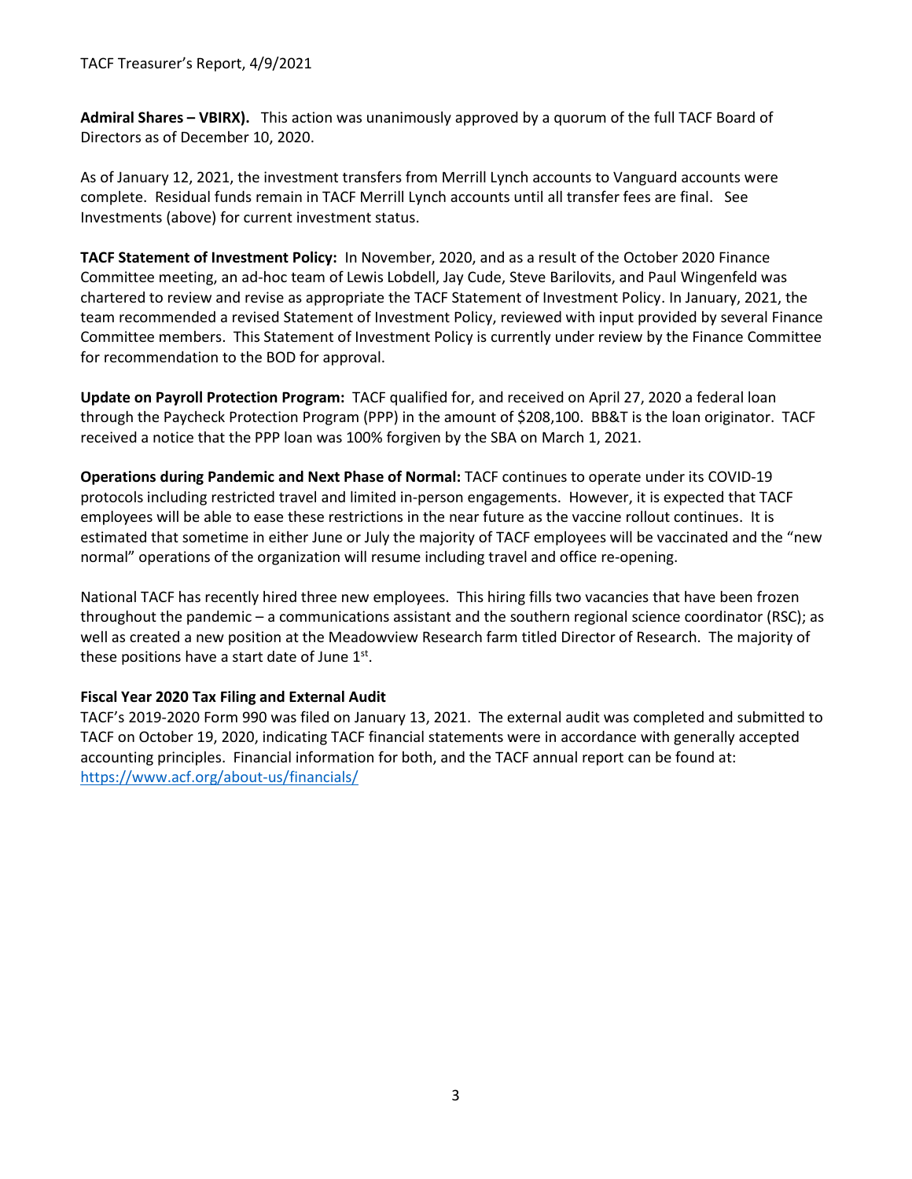**Admiral Shares – VBIRX).** This action was unanimously approved by a quorum of the full TACF Board of Directors as of December 10, 2020.

As of January 12, 2021, the investment transfers from Merrill Lynch accounts to Vanguard accounts were complete. Residual funds remain in TACF Merrill Lynch accounts until all transfer fees are final. See Investments (above) for current investment status.

**TACF Statement of Investment Policy:** In November, 2020, and as a result of the October 2020 Finance Committee meeting, an ad-hoc team of Lewis Lobdell, Jay Cude, Steve Barilovits, and Paul Wingenfeld was chartered to review and revise as appropriate the TACF Statement of Investment Policy. In January, 2021, the team recommended a revised Statement of Investment Policy, reviewed with input provided by several Finance Committee members. This Statement of Investment Policy is currently under review by the Finance Committee for recommendation to the BOD for approval.

**Update on Payroll Protection Program:** TACF qualified for, and received on April 27, 2020 a federal loan through the Paycheck Protection Program (PPP) in the amount of $208,100. BB&T is the loan originator. TACF received a notice that the PPP loan was 100% forgiven by the SBA on March 1, 2021.

**Operations during Pandemic and Next Phase of Normal:** TACF continues to operate under its COVID-19 protocols including restricted travel and limited in-person engagements. However, it is expected that TACF employees will be able to ease these restrictions in the near future as the vaccine rollout continues. It is estimated that sometime in either June or July the majority of TACF employees will be vaccinated and the "new normal" operations of the organization will resume including travel and office re-opening.

National TACF has recently hired three new employees. This hiring fills two vacancies that have been frozen throughout the pandemic – a communications assistant and the southern regional science coordinator (RSC); as well as created a new position at the Meadowview Research farm titled Director of Research. The majority of these positions have a start date of June 1st.

**Fiscal Year 2020 Tax Filing and External Audit**

TACF's 2019-2020 Form 990 was filed on January 13, 2021. The external audit was completed and submitted to TACF on October 19, 2020, indicating TACF financial statements were in accordance with generally accepted accounting principles. Financial information for both, and the TACF annual report can be found at: https://www.acf.org/about-us/financials/